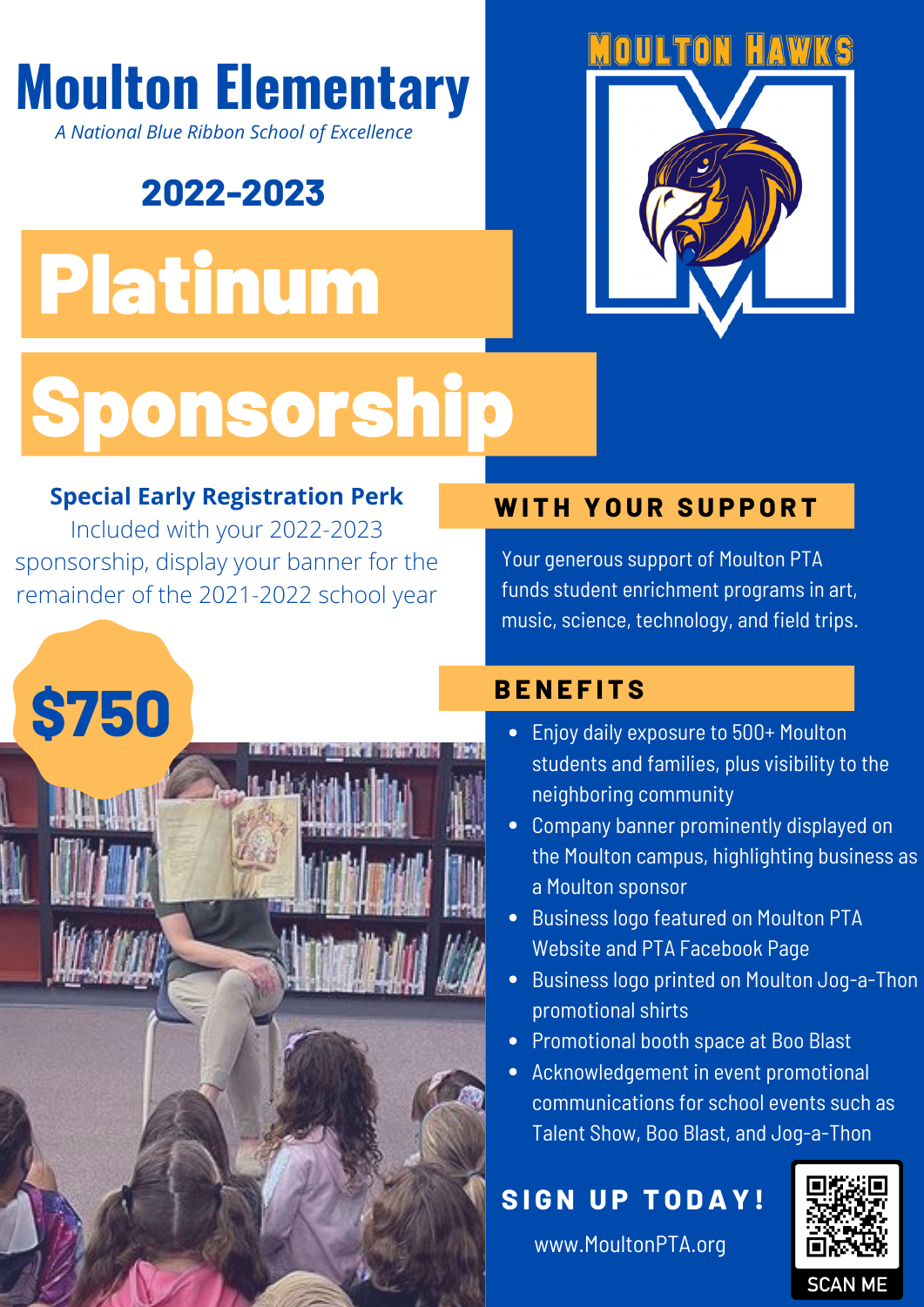# Moulton Elementary

*A National Blue Ribbon School of Excellence*

## 2022-2023

# Platinum Sponsorship

MOULTON HAWKS

**Special Early Registration Perk**

Included with your 2022-2023 sponsorship, display your banner for the remainder of the 2021-2022 school year

**$750**

## WITH YOUR SUPPORT

Your generous support of Moulton PTA funds student enrichment programs in art, music, science, technology, and field trips.

## BENEFITS

- Enjoy daily exposure to 500+ Moulton students and families, plus visibility to the neighboring community
- Company banner prominently displayed on the Moulton campus, highlighting business as a Moulton sponsor
- Business logo featured on Moulton PTA Website and PTA Facebook Page
- Business logo printed on Moulton Jog-a-Thon promotional shirts
- Promotional booth space at Boo Blast
- Acknowledgement in event promotional communications for school events such as Talent Show, Boo Blast, and Jog-a-Thon

## SIGN UP TODAY!

www.MoultonPTA.org

SCAN ME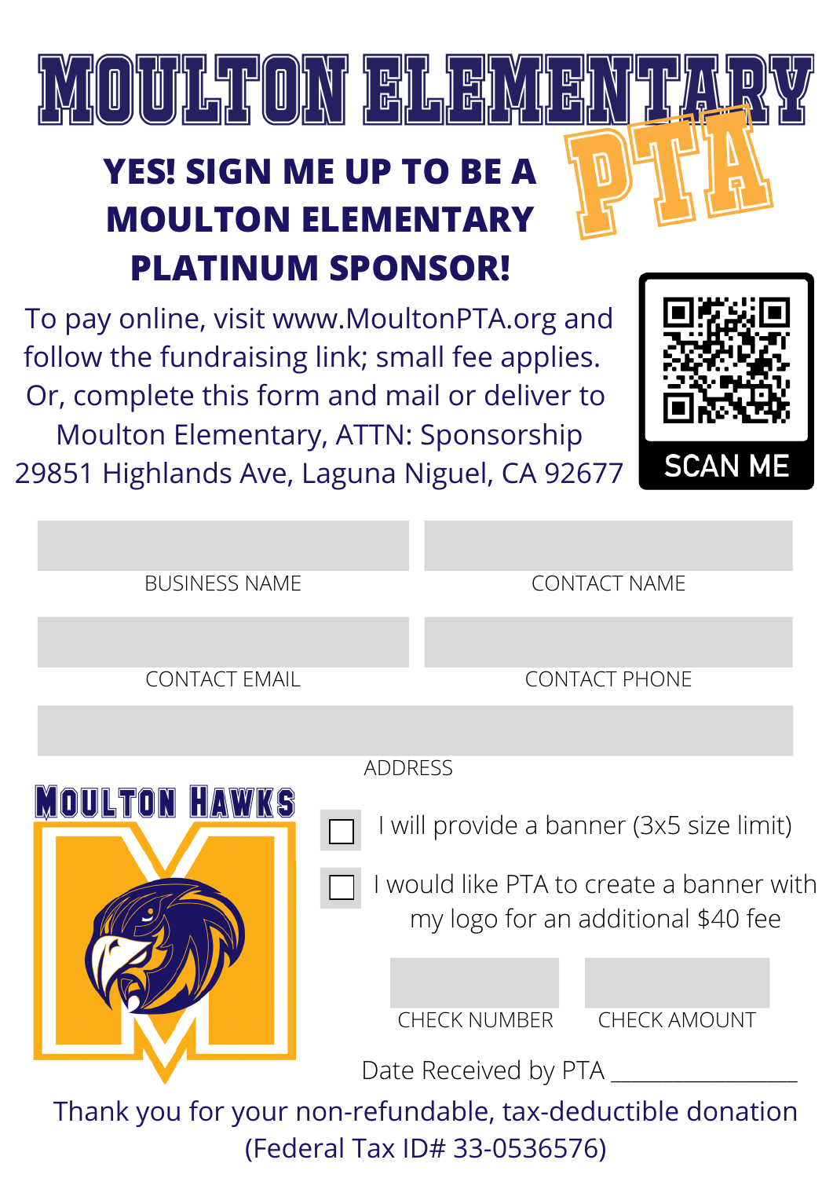# MOULTON ELEMENTARY PTA

## YES! SIGN ME UP TO BE A MOULTON ELEMENTARY PLATINUM SPONSOR!

To pay online, visit www.MoultonPTA.org and follow the fundraising link; small fee applies. Or, complete this form and mail or deliver to Moulton Elementary, ATTN: Sponsorship 29851 Highlands Ave, Laguna Niguel, CA 92677

SCAN ME

BUSINESS NAME

CONTACT NAME

CONTACT EMAIL

CONTACT PHONE

ADDRESS

MOULTON HAWKS

☐ I will provide a banner (3x5 size limit)

☐ I would like PTA to create a banner with my logo for an additional $40 fee

CHECK NUMBER

CHECK AMOUNT

Date Received by PTA _______________

Thank you for your non-refundable, tax-deductible donation (Federal Tax ID# 33-0536576)